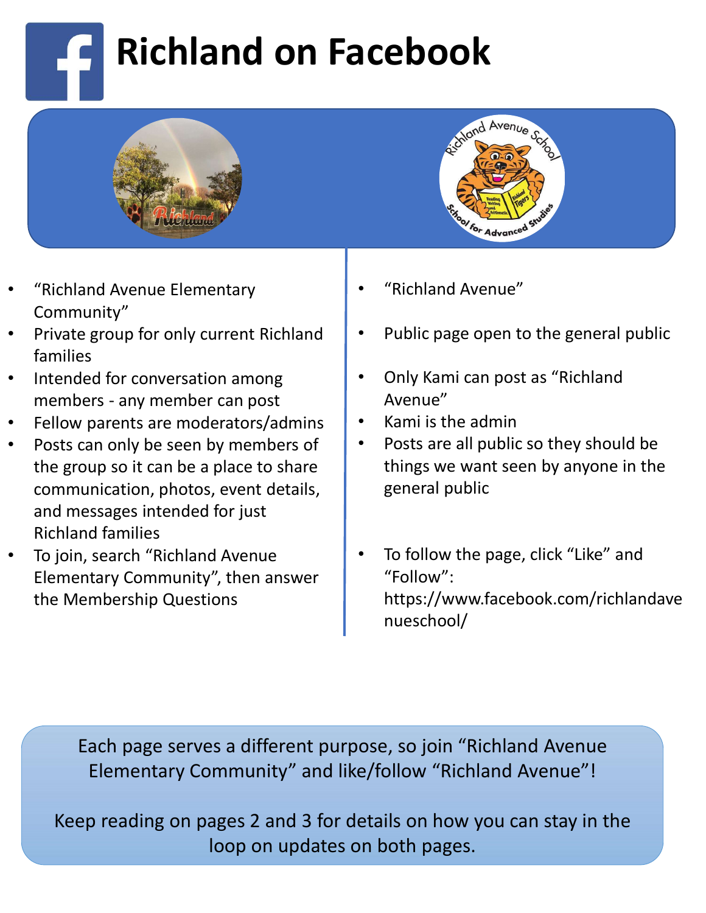# Richland on Facebook

- "Richland Avenue Elementary Community"
- Private group for only current Richland families
- Intended for conversation among members - any member can post
- Fellow parents are moderators/admins
- Posts can only be seen by members of the group so it can be a place to share communication, photos, event details, and messages intended for just Richland families
- To join, search "Richland Avenue Elementary Community", then answer the Membership Questions

- "Richland Avenue"
- Public page open to the general public
- Only Kami can post as "Richland Avenue"
- Kami is the admin
- Posts are all public so they should be things we want seen by anyone in the general public
- To follow the page, click "Like" and "Follow": https://www.facebook.com/richlandavenueschool/

Each page serves a different purpose, so join "Richland Avenue Elementary Community" and like/follow "Richland Avenue"!

Keep reading on pages 2 and 3 for details on how you can stay in the loop on updates on both pages.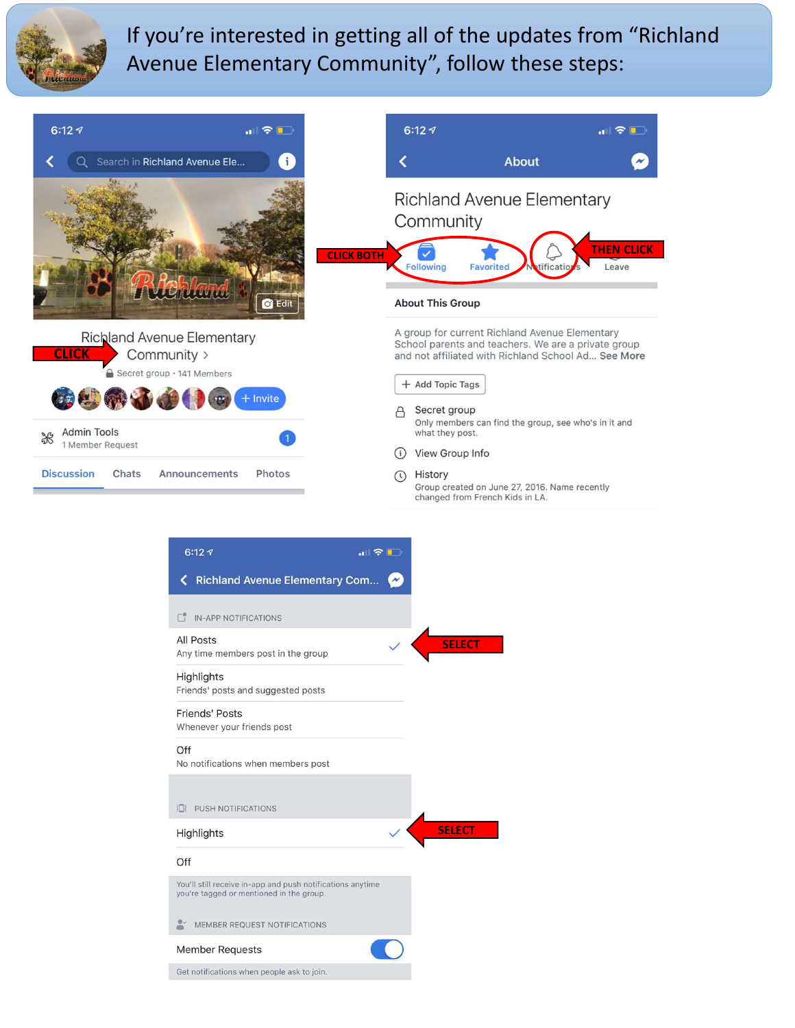# If you're interested in getting all of the updates from "Richland Avenue Elementary Community", follow these steps:

6:12

Search in Richland Avenue Ele...

Edit

Richland Avenue Elementary Community >

**CLICK**

Secret group · 141 Members

+ Invite

Admin Tools
1 Member Request

1

Discussion | Chats | Announcements | Photos

6:12

About

Richland Avenue Elementary Community

**CLICK BOTH**

Following | Favorited | Notifications | Leave

**THEN CLICK**

About This Group

A group for current Richland Avenue Elementary School parents and teachers. We are a private group and not affiliated with Richland School Ad... See More

+ Add Topic Tags

Secret group
Only members can find the group, see who's in it and what they post.

View Group Info

History
Group created on June 27, 2016. Name recently changed from French Kids in LA.

6:12

Richland Avenue Elementary Com...

IN-APP NOTIFICATIONS

All Posts
Any time members post in the group

**SELECT**

Highlights
Friends' posts and suggested posts

Friends' Posts
Whenever your friends post

Off
No notifications when members post

PUSH NOTIFICATIONS

Highlights

**SELECT**

Off

You'll still receive in-app and push notifications anytime you're tagged or mentioned in the group.

MEMBER REQUEST NOTIFICATIONS

Member Requests

Get notifications when people ask to join.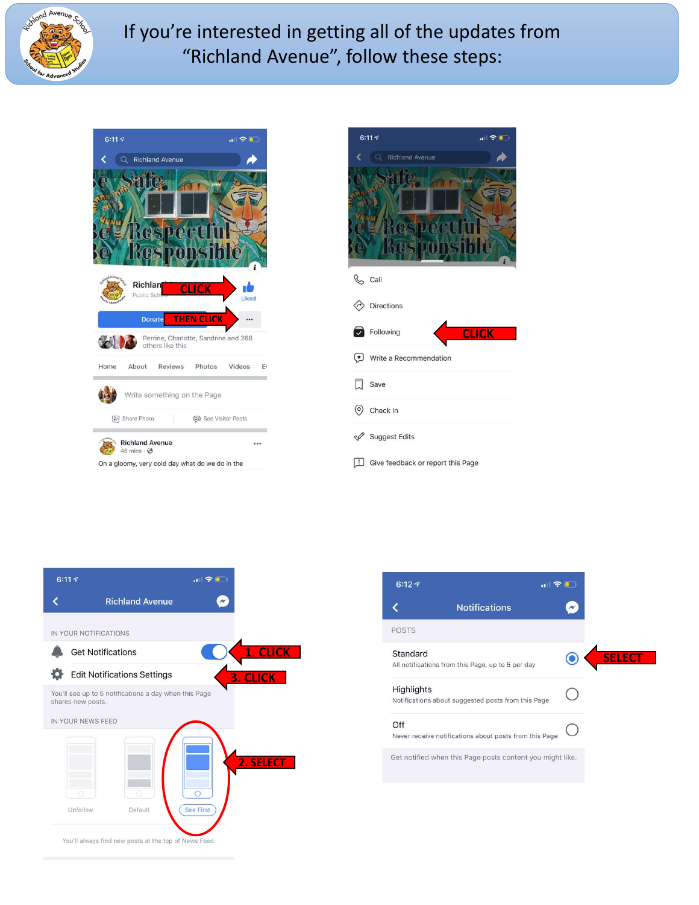# If you're interested in getting all of the updates from "Richland Avenue", follow these steps:

6:11

Richland Avenue

Richland Avenue
Public School

CLICK

Liked

Donate

THEN CLICK

Perrine, Charlotte, Sandrine and 268 others like this

Home About Reviews Photos Videos

Write something on the Page

Share Photo | See Visitor Posts

Richland Avenue
46 mins

On a gloomy, very cold day what do we do in the

6:11

Richland Avenue

Call

Directions

Following

CLICK

Write a Recommendation

Save

Check In

Suggest Edits

Give feedback or report this Page

6:11

Richland Avenue

IN YOUR NOTIFICATIONS

Get Notifications

1. CLICK

Edit Notifications Settings

3. CLICK

You'll see up to 5 notifications a day when this Page shares new posts.

IN YOUR NEWS FEED

Unfollow | Default | See First

2. SELECT

You'll always find new posts at the top of News Feed.

6:12

Notifications

POSTS

Standard
All notifications from this Page, up to 5 per day

SELECT

Highlights
Notifications about suggested posts from this Page

Off
Never receive notifications about posts from this Page

Get notified when this Page posts content you might like.